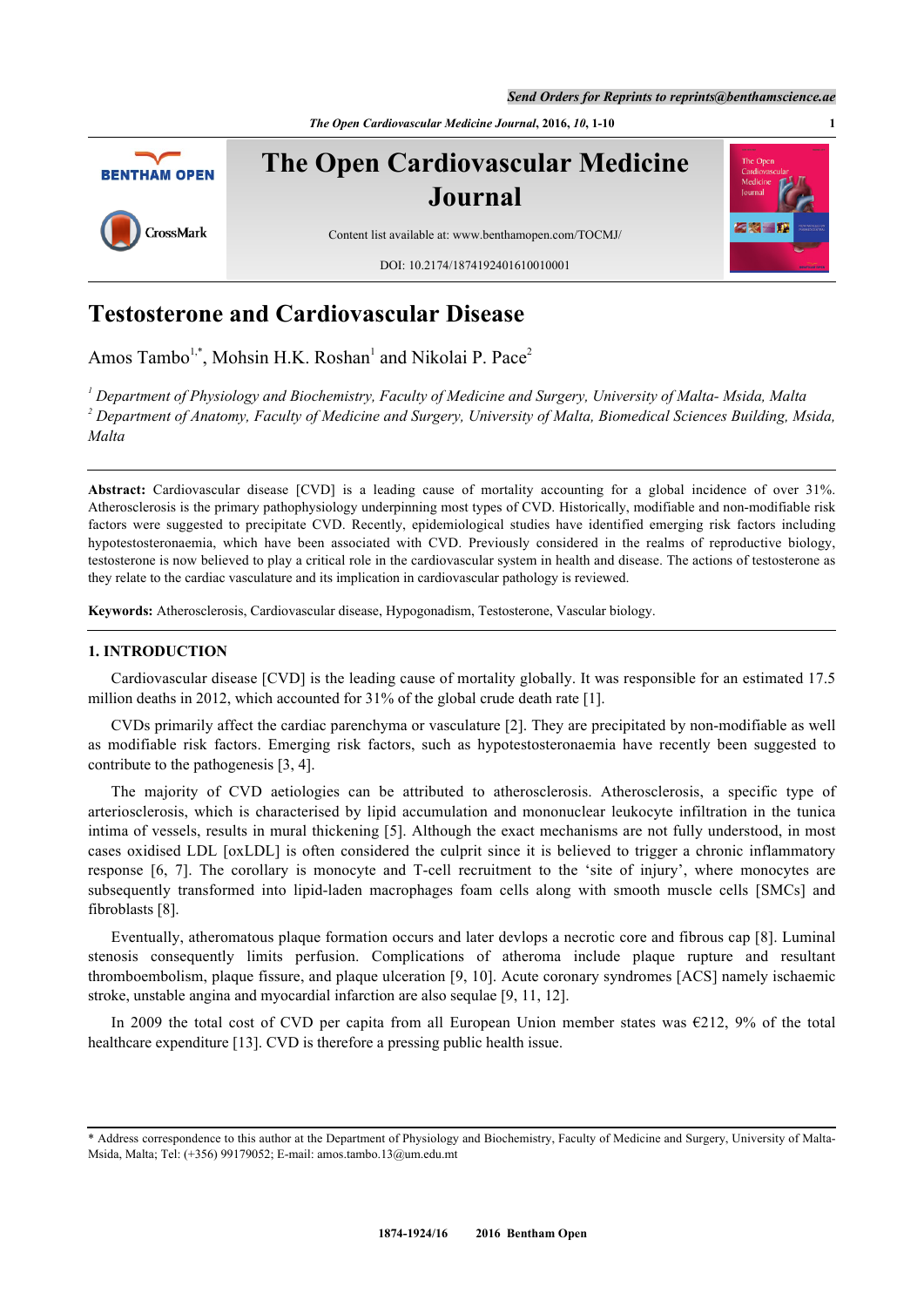# Testosterone and Cardiovascular Disease

Amos Tambo[1,*], Mohsin H.K. Roshan[1] and Nikolai P. Pace[2]

[1] *Department of Physiology and Biochemistry, Faculty of Medicine and Surgery, University of Malta- Msida, Malta*
[2] *Department of Anatomy, Faculty of Medicine and Surgery, University of Malta, Biomedical Sciences Building, Msida, Malta*

**Abstract:** Cardiovascular disease [CVD] is a leading cause of mortality accounting for a global incidence of over 31%. Atherosclerosis is the primary pathophysiology underpinning most types of CVD. Historically, modifiable and non-modifiable risk factors were suggested to precipitate CVD. Recently, epidemiological studies have identified emerging risk factors including hypotestosteronaemia, which have been associated with CVD. Previously considered in the realms of reproductive biology, testosterone is now believed to play a critical role in the cardiovascular system in health and disease. The actions of testosterone as they relate to the cardiac vasculature and its implication in cardiovascular pathology is reviewed.

**Keywords:** Atherosclerosis, Cardiovascular disease, Hypogonadism, Testosterone, Vascular biology.

## 1. INTRODUCTION

Cardiovascular disease [CVD] is the leading cause of mortality globally. It was responsible for an estimated 17.5 million deaths in 2012, which accounted for 31% of the global crude death rate [1].

CVDs primarily affect the cardiac parenchyma or vasculature [2]. They are precipitated by non-modifiable as well as modifiable risk factors. Emerging risk factors, such as hypotestosteronaemia have recently been suggested to contribute to the pathogenesis [3, 4].

The majority of CVD aetiologies can be attributed to atherosclerosis. Atherosclerosis, a specific type of arteriosclerosis, which is characterised by lipid accumulation and mononuclear leukocyte infiltration in the tunica intima of vessels, results in mural thickening [5]. Although the exact mechanisms are not fully understood, in most cases oxidised LDL [oxLDL] is often considered the culprit since it is believed to trigger a chronic inflammatory response [6, 7]. The corollary is monocyte and T-cell recruitment to the 'site of injury', where monocytes are subsequently transformed into lipid-laden macrophages foam cells along with smooth muscle cells [SMCs] and fibroblasts [8].

Eventually, atheromatous plaque formation occurs and later devlops a necrotic core and fibrous cap [8]. Luminal stenosis consequently limits perfusion. Complications of atheroma include plaque rupture and resultant thromboembolism, plaque fissure, and plaque ulceration [9, 10]. Acute coronary syndromes [ACS] namely ischaemic stroke, unstable angina and myocardial infarction are also sequlae [9, 11, 12].

In 2009 the total cost of CVD per capita from all European Union member states was €212, 9% of the total healthcare expenditure [13]. CVD is therefore a pressing public health issue.

* Address correspondence to this author at the Department of Physiology and Biochemistry, Faculty of Medicine and Surgery, University of Malta-Msida, Malta; Tel: (+356) 99179052; E-mail: amos.tambo.13@um.edu.mt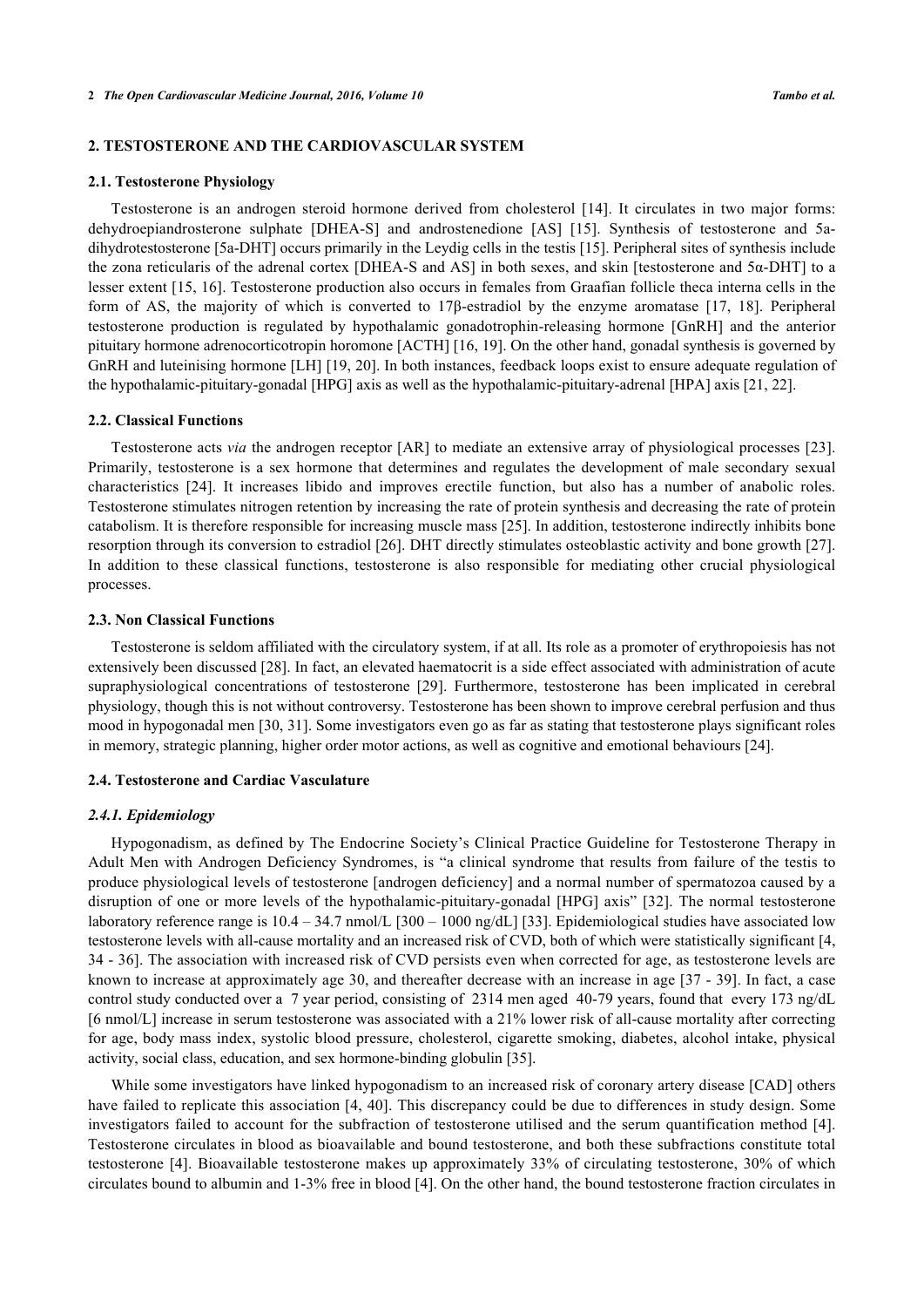## 2. TESTOSTERONE AND THE CARDIOVASCULAR SYSTEM

### 2.1. Testosterone Physiology

Testosterone is an androgen steroid hormone derived from cholesterol [14]. It circulates in two major forms: dehydroepiandrosterone sulphate [DHEA-S] and androstenedione [AS] [15]. Synthesis of testosterone and 5a-dihydrotestosterone [5a-DHT] occurs primarily in the Leydig cells in the testis [15]. Peripheral sites of synthesis include the zona reticularis of the adrenal cortex [DHEA-S and AS] in both sexes, and skin [testosterone and 5α-DHT] to a lesser extent [15, 16]. Testosterone production also occurs in females from Graafian follicle theca interna cells in the form of AS, the majority of which is converted to 17β-estradiol by the enzyme aromatase [17, 18]. Peripheral testosterone production is regulated by hypothalamic gonadotrophin-releasing hormone [GnRH] and the anterior pituitary hormone adrenocorticotropin horomone [ACTH] [16, 19]. On the other hand, gonadal synthesis is governed by GnRH and luteinising hormone [LH] [19, 20]. In both instances, feedback loops exist to ensure adequate regulation of the hypothalamic-pituitary-gonadal [HPG] axis as well as the hypothalamic-pituitary-adrenal [HPA] axis [21, 22].

### 2.2. Classical Functions

Testosterone acts *via* the androgen receptor [AR] to mediate an extensive array of physiological processes [23]. Primarily, testosterone is a sex hormone that determines and regulates the development of male secondary sexual characteristics [24]. It increases libido and improves erectile function, but also has a number of anabolic roles. Testosterone stimulates nitrogen retention by increasing the rate of protein synthesis and decreasing the rate of protein catabolism. It is therefore responsible for increasing muscle mass [25]. In addition, testosterone indirectly inhibits bone resorption through its conversion to estradiol [26]. DHT directly stimulates osteoblastic activity and bone growth [27]. In addition to these classical functions, testosterone is also responsible for mediating other crucial physiological processes.

### 2.3. Non Classical Functions

Testosterone is seldom affiliated with the circulatory system, if at all. Its role as a promoter of erythropoiesis has not extensively been discussed [28]. In fact, an elevated haematocrit is a side effect associated with administration of acute supraphysiological concentrations of testosterone [29]. Furthermore, testosterone has been implicated in cerebral physiology, though this is not without controversy. Testosterone has been shown to improve cerebral perfusion and thus mood in hypogonadal men [30, 31]. Some investigators even go as far as stating that testosterone plays significant roles in memory, strategic planning, higher order motor actions, as well as cognitive and emotional behaviours [24].

### 2.4. Testosterone and Cardiac Vasculature

#### *2.4.1. Epidemiology*

Hypogonadism, as defined by The Endocrine Society's Clinical Practice Guideline for Testosterone Therapy in Adult Men with Androgen Deficiency Syndromes, is "a clinical syndrome that results from failure of the testis to produce physiological levels of testosterone [androgen deficiency] and a normal number of spermatozoa caused by a disruption of one or more levels of the hypothalamic-pituitary-gonadal [HPG] axis" [32]. The normal testosterone laboratory reference range is 10.4 – 34.7 nmol/L [300 – 1000 ng/dL] [33]. Epidemiological studies have associated low testosterone levels with all-cause mortality and an increased risk of CVD, both of which were statistically significant [4, 34 - 36]. The association with increased risk of CVD persists even when corrected for age, as testosterone levels are known to increase at approximately age 30, and thereafter decrease with an increase in age [37 - 39]. In fact, a case control study conducted over a 7 year period, consisting of 2314 men aged 40-79 years, found that every 173 ng/dL [6 nmol/L] increase in serum testosterone was associated with a 21% lower risk of all-cause mortality after correcting for age, body mass index, systolic blood pressure, cholesterol, cigarette smoking, diabetes, alcohol intake, physical activity, social class, education, and sex hormone-binding globulin [35].

While some investigators have linked hypogonadism to an increased risk of coronary artery disease [CAD] others have failed to replicate this association [4, 40]. This discrepancy could be due to differences in study design. Some investigators failed to account for the subfraction of testosterone utilised and the serum quantification method [4]. Testosterone circulates in blood as bioavailable and bound testosterone, and both these subfractions constitute total testosterone [4]. Bioavailable testosterone makes up approximately 33% of circulating testosterone, 30% of which circulates bound to albumin and 1-3% free in blood [4]. On the other hand, the bound testosterone fraction circulates in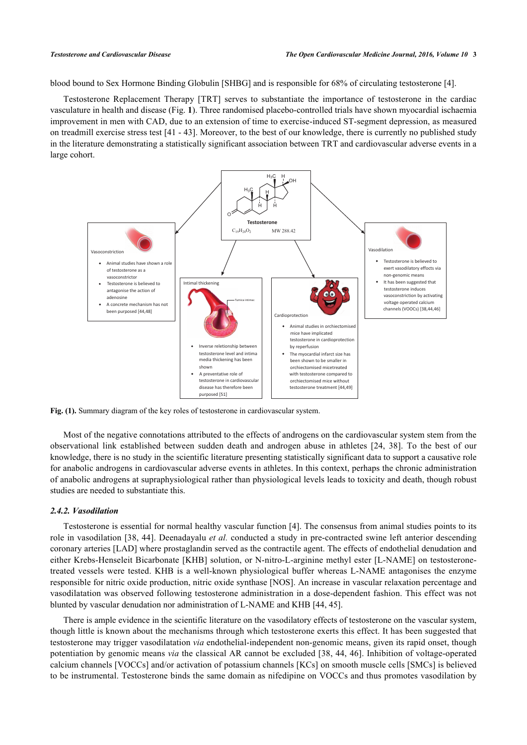blood bound to Sex Hormone Binding Globulin [SHBG] and is responsible for 68% of circulating testosterone [4].

Testosterone Replacement Therapy [TRT] serves to substantiate the importance of testosterone in the cardiac vasculature in health and disease (Fig. **1**). Three randomised placebo-controlled trials have shown myocardial ischaemia improvement in men with CAD, due to an extension of time to exercise-induced ST-segment depression, as measured on treadmill exercise stress test [41 - 43]. Moreover, to the best of our knowledge, there is currently no published study in the literature demonstrating a statistically significant association between TRT and cardiovascular adverse events in a large cohort.

Testosterone

$C_{19}H_{28}O_2$ MW 288.42

Vasoconstriction

- Animal studies have shown a role of testosterone as a vasoconstrictor
- Testosterone is believed to antagonise the action of adenosine
- A concrete mechanism has not been purposed [44,48]

Intimal thickening

- Inverse relelionship between testosterone level and intima media thickening has been shown
- A preventative role of testosterone in cardiovascular disease has therefore been purposed [51]

Cardioprotection

- Animal studies in orchiectomised mice have implicated testosterone in cardioprotection by reperfusion
- The myocardial infarct size has been shown to be smaller in orchiectomised micetreated with testosterone compared to orchiectomised mice without testosterone treatment [44,49]

Vasodilation

- Testosterone is believed to exert vasodilatory effects via non-genomic means
- It has been suggested that testosterone induces vasoconstriction by activating voltage operated calcium channels (VOCCs) [38,44,46]

**Fig. (1).** Summary diagram of the key roles of testosterone in cardiovascular system.

Most of the negative connotations attributed to the effects of androgens on the cardiovascular system stem from the observational link established between sudden death and androgen abuse in athletes [24, 38]. To the best of our knowledge, there is no study in the scientific literature presenting statistically significant data to support a causative role for anabolic androgens in cardiovascular adverse events in athletes. In this context, perhaps the chronic administration of anabolic androgens at supraphysiological rather than physiological levels leads to toxicity and death, though robust studies are needed to substantiate this.

### *2.4.2. Vasodilation*

Testosterone is essential for normal healthy vascular function [4]. The consensus from animal studies points to its role in vasodilation [38, 44]. Deenadayalu *et al.* conducted a study in pre-contracted swine left anterior descending coronary arteries [LAD] where prostaglandin served as the contractile agent. The effects of endothelial denudation and either Krebs-Henseleit Bicarbonate [KHB] solution, or N-nitro-L-arginine methyl ester [L-NAME] on testosterone-treated vessels were tested. KHB is a well-known physiological buffer whereas L-NAME antagonises the enzyme responsible for nitric oxide production, nitric oxide synthase [NOS]. An increase in vascular relaxation percentage and vasodilatation was observed following testosterone administration in a dose-dependent fashion. This effect was not blunted by vascular denudation nor administration of L-NAME and KHB [44, 45].

There is ample evidence in the scientific literature on the vasodilatory effects of testosterone on the vascular system, though little is known about the mechanisms through which testosterone exerts this effect. It has been suggested that testosterone may trigger vasodilatation *via* endothelial-independent non-genomic means, given its rapid onset, though potentiation by genomic means *via* the classical AR cannot be excluded [38, 44, 46]. Inhibition of voltage-operated calcium channels [VOCCs] and/or activation of potassium channels [KCs] on smooth muscle cells [SMCs] is believed to be instrumental. Testosterone binds the same domain as nifedipine on VOCCs and thus promotes vasodilation by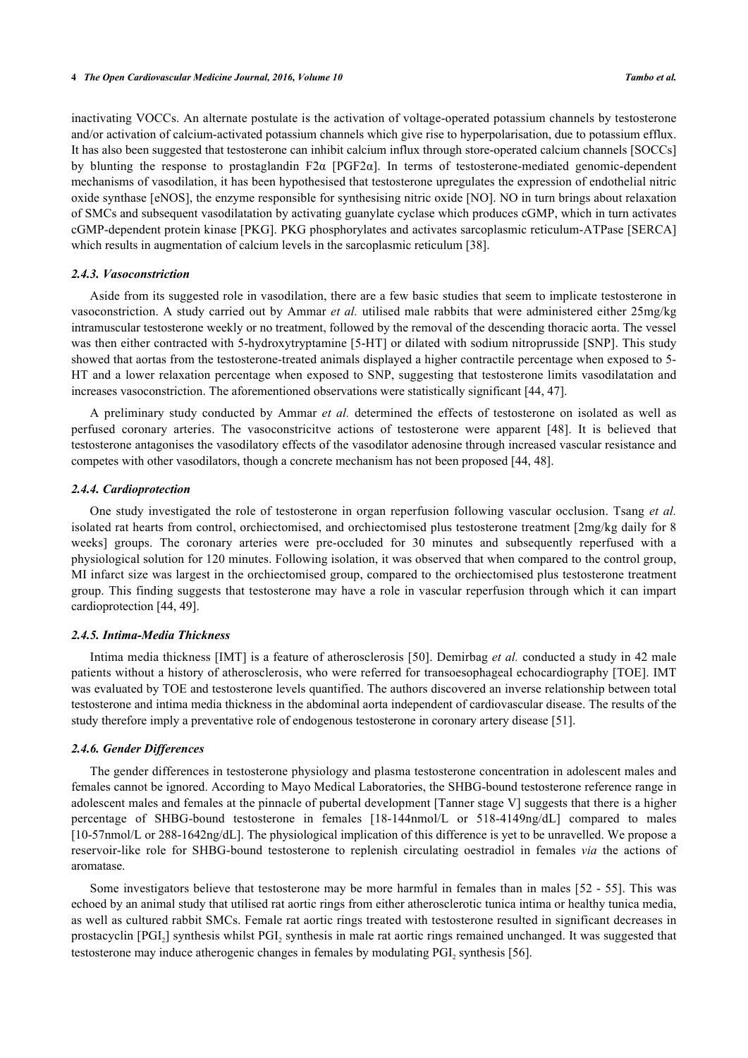inactivating VOCCs. An alternate postulate is the activation of voltage-operated potassium channels by testosterone and/or activation of calcium-activated potassium channels which give rise to hyperpolarisation, due to potassium efflux. It has also been suggested that testosterone can inhibit calcium influx through store-operated calcium channels [SOCCs] by blunting the response to prostaglandin F2α [PGF2α]. In terms of testosterone-mediated genomic-dependent mechanisms of vasodilation, it has been hypothesised that testosterone upregulates the expression of endothelial nitric oxide synthase [eNOS], the enzyme responsible for synthesising nitric oxide [NO]. NO in turn brings about relaxation of SMCs and subsequent vasodilatation by activating guanylate cyclase which produces cGMP, which in turn activates cGMP-dependent protein kinase [PKG]. PKG phosphorylates and activates sarcoplasmic reticulum-ATPase [SERCA] which results in augmentation of calcium levels in the sarcoplasmic reticulum [38].

### 2.4.3. Vasoconstriction

Aside from its suggested role in vasodilation, there are a few basic studies that seem to implicate testosterone in vasoconstriction. A study carried out by Ammar *et al.* utilised male rabbits that were administered either 25mg/kg intramuscular testosterone weekly or no treatment, followed by the removal of the descending thoracic aorta. The vessel was then either contracted with 5-hydroxytryptamine [5-HT] or dilated with sodium nitroprusside [SNP]. This study showed that aortas from the testosterone-treated animals displayed a higher contractile percentage when exposed to 5-HT and a lower relaxation percentage when exposed to SNP, suggesting that testosterone limits vasodilatation and increases vasoconstriction. The aforementioned observations were statistically significant [44, 47].

A preliminary study conducted by Ammar *et al.* determined the effects of testosterone on isolated as well as perfused coronary arteries. The vasoconstricitve actions of testosterone were apparent [48]. It is believed that testosterone antagonises the vasodilatory effects of the vasodilator adenosine through increased vascular resistance and competes with other vasodilators, though a concrete mechanism has not been proposed [44, 48].

### 2.4.4. Cardioprotection

One study investigated the role of testosterone in organ reperfusion following vascular occlusion. Tsang *et al.* isolated rat hearts from control, orchiectomised, and orchiectomised plus testosterone treatment [2mg/kg daily for 8 weeks] groups. The coronary arteries were pre-occluded for 30 minutes and subsequently reperfused with a physiological solution for 120 minutes. Following isolation, it was observed that when compared to the control group, MI infarct size was largest in the orchiectomised group, compared to the orchiectomised plus testosterone treatment group. This finding suggests that testosterone may have a role in vascular reperfusion through which it can impart cardioprotection [44, 49].

### 2.4.5. Intima-Media Thickness

Intima media thickness [IMT] is a feature of atherosclerosis [50]. Demirbag *et al.* conducted a study in 42 male patients without a history of atherosclerosis, who were referred for transoesophageal echocardiography [TOE]. IMT was evaluated by TOE and testosterone levels quantified. The authors discovered an inverse relationship between total testosterone and intima media thickness in the abdominal aorta independent of cardiovascular disease. The results of the study therefore imply a preventative role of endogenous testosterone in coronary artery disease [51].

### 2.4.6. Gender Differences

The gender differences in testosterone physiology and plasma testosterone concentration in adolescent males and females cannot be ignored. According to Mayo Medical Laboratories, the SHBG-bound testosterone reference range in adolescent males and females at the pinnacle of pubertal development [Tanner stage V] suggests that there is a higher percentage of SHBG-bound testosterone in females [18-144nmol/L or 518-4149ng/dL] compared to males [10-57nmol/L or 288-1642ng/dL]. The physiological implication of this difference is yet to be unravelled. We propose a reservoir-like role for SHBG-bound testosterone to replenish circulating oestradiol in females *via* the actions of aromatase.

Some investigators believe that testosterone may be more harmful in females than in males [52 - 55]. This was echoed by an animal study that utilised rat aortic rings from either atherosclerotic tunica intima or healthy tunica media, as well as cultured rabbit SMCs. Female rat aortic rings treated with testosterone resulted in significant decreases in prostacyclin [$PGI_2$] synthesis whilst $PGI_2$ synthesis in male rat aortic rings remained unchanged. It was suggested that testosterone may induce atherogenic changes in females by modulating $PGI_2$ synthesis [56].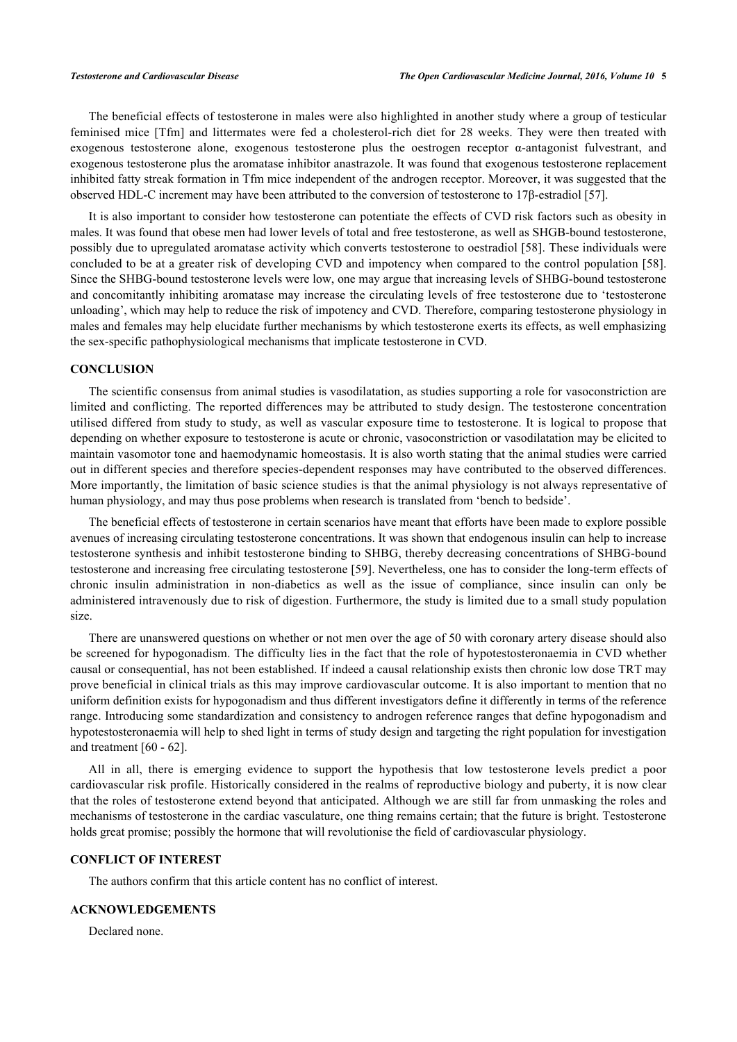The beneficial effects of testosterone in males were also highlighted in another study where a group of testicular feminised mice [Tfm] and littermates were fed a cholesterol-rich diet for 28 weeks. They were then treated with exogenous testosterone alone, exogenous testosterone plus the oestrogen receptor α-antagonist fulvestrant, and exogenous testosterone plus the aromatase inhibitor anastrazole. It was found that exogenous testosterone replacement inhibited fatty streak formation in Tfm mice independent of the androgen receptor. Moreover, it was suggested that the observed HDL-C increment may have been attributed to the conversion of testosterone to 17β-estradiol [57].

It is also important to consider how testosterone can potentiate the effects of CVD risk factors such as obesity in males. It was found that obese men had lower levels of total and free testosterone, as well as SHGB-bound testosterone, possibly due to upregulated aromatase activity which converts testosterone to oestradiol [58]. These individuals were concluded to be at a greater risk of developing CVD and impotency when compared to the control population [58]. Since the SHBG-bound testosterone levels were low, one may argue that increasing levels of SHBG-bound testosterone and concomitantly inhibiting aromatase may increase the circulating levels of free testosterone due to 'testosterone unloading', which may help to reduce the risk of impotency and CVD. Therefore, comparing testosterone physiology in males and females may help elucidate further mechanisms by which testosterone exerts its effects, as well emphasizing the sex-specific pathophysiological mechanisms that implicate testosterone in CVD.

## CONCLUSION

The scientific consensus from animal studies is vasodilatation, as studies supporting a role for vasoconstriction are limited and conflicting. The reported differences may be attributed to study design. The testosterone concentration utilised differed from study to study, as well as vascular exposure time to testosterone. It is logical to propose that depending on whether exposure to testosterone is acute or chronic, vasoconstriction or vasodilatation may be elicited to maintain vasomotor tone and haemodynamic homeostasis. It is also worth stating that the animal studies were carried out in different species and therefore species-dependent responses may have contributed to the observed differences. More importantly, the limitation of basic science studies is that the animal physiology is not always representative of human physiology, and may thus pose problems when research is translated from 'bench to bedside'.

The beneficial effects of testosterone in certain scenarios have meant that efforts have been made to explore possible avenues of increasing circulating testosterone concentrations. It was shown that endogenous insulin can help to increase testosterone synthesis and inhibit testosterone binding to SHBG, thereby decreasing concentrations of SHBG-bound testosterone and increasing free circulating testosterone [59]. Nevertheless, one has to consider the long-term effects of chronic insulin administration in non-diabetics as well as the issue of compliance, since insulin can only be administered intravenously due to risk of digestion. Furthermore, the study is limited due to a small study population size.

There are unanswered questions on whether or not men over the age of 50 with coronary artery disease should also be screened for hypogonadism. The difficulty lies in the fact that the role of hypotestosteronaemia in CVD whether causal or consequential, has not been established. If indeed a causal relationship exists then chronic low dose TRT may prove beneficial in clinical trials as this may improve cardiovascular outcome. It is also important to mention that no uniform definition exists for hypogonadism and thus different investigators define it differently in terms of the reference range. Introducing some standardization and consistency to androgen reference ranges that define hypogonadism and hypotestosteronaemia will help to shed light in terms of study design and targeting the right population for investigation and treatment [60 - 62].

All in all, there is emerging evidence to support the hypothesis that low testosterone levels predict a poor cardiovascular risk profile. Historically considered in the realms of reproductive biology and puberty, it is now clear that the roles of testosterone extend beyond that anticipated. Although we are still far from unmasking the roles and mechanisms of testosterone in the cardiac vasculature, one thing remains certain; that the future is bright. Testosterone holds great promise; possibly the hormone that will revolutionise the field of cardiovascular physiology.

## CONFLICT OF INTEREST

The authors confirm that this article content has no conflict of interest.

## ACKNOWLEDGEMENTS

Declared none.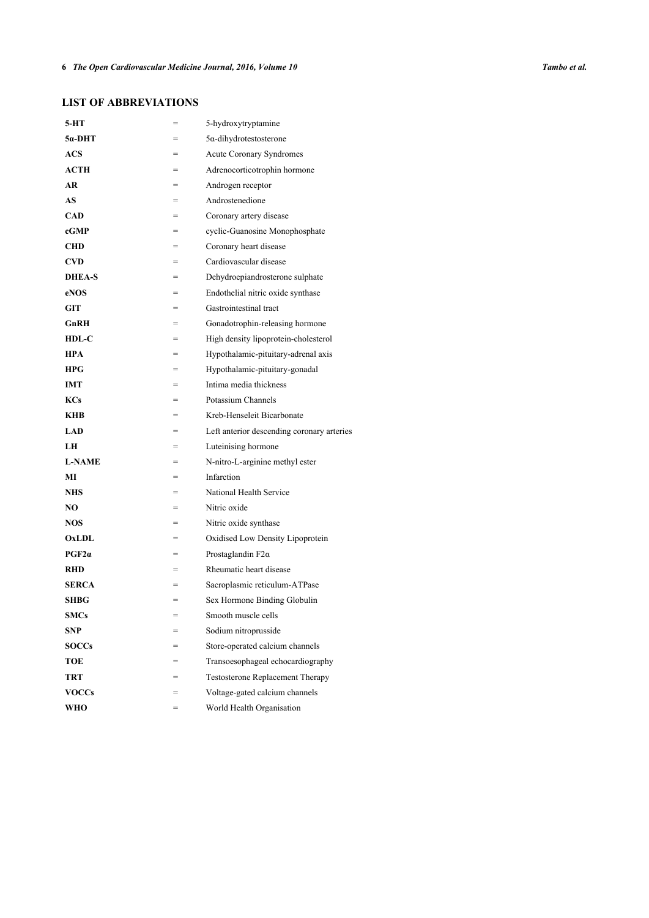## LIST OF ABBREVIATIONS

| | | |
|---|---|---|
| **5-HT** | = | 5-hydroxytryptamine |
| **5α-DHT** | = | 5α-dihydrotestosterone |
| **ACS** | = | Acute Coronary Syndromes |
| **ACTH** | = | Adrenocorticotrophin hormone |
| **AR** | = | Androgen receptor |
| **AS** | = | Androstenedione |
| **CAD** | = | Coronary artery disease |
| **cGMP** | = | cyclic-Guanosine Monophosphate |
| **CHD** | = | Coronary heart disease |
| **CVD** | = | Cardiovascular disease |
| **DHEA-S** | = | Dehydroepiandrosterone sulphate |
| **eNOS** | = | Endothelial nitric oxide synthase |
| **GIT** | = | Gastrointestinal tract |
| **GnRH** | = | Gonadotrophin-releasing hormone |
| **HDL-C** | = | High density lipoprotein-cholesterol |
| **HPA** | = | Hypothalamic-pituitary-adrenal axis |
| **HPG** | = | Hypothalamic-pituitary-gonadal |
| **IMT** | = | Intima media thickness |
| **KCs** | = | Potassium Channels |
| **KHB** | = | Kreb-Henseleit Bicarbonate |
| **LAD** | = | Left anterior descending coronary arteries |
| **LH** | = | Luteinising hormone |
| **L-NAME** | = | N-nitro-L-arginine methyl ester |
| **MI** | = | Infarction |
| **NHS** | = | National Health Service |
| **NO** | = | Nitric oxide |
| **NOS** | = | Nitric oxide synthase |
| **OxLDL** | = | Oxidised Low Density Lipoprotein |
| **PGF2α** | = | Prostaglandin F2α |
| **RHD** | = | Rheumatic heart disease |
| **SERCA** | = | Sacroplasmic reticulum-ATPase |
| **SHBG** | = | Sex Hormone Binding Globulin |
| **SMCs** | = | Smooth muscle cells |
| **SNP** | = | Sodium nitroprusside |
| **SOCCs** | = | Store-operated calcium channels |
| **TOE** | = | Transoesophageal echocardiography |
| **TRT** | = | Testosterone Replacement Therapy |
| **VOCCs** | = | Voltage-gated calcium channels |
| **WHO** | = | World Health Organisation |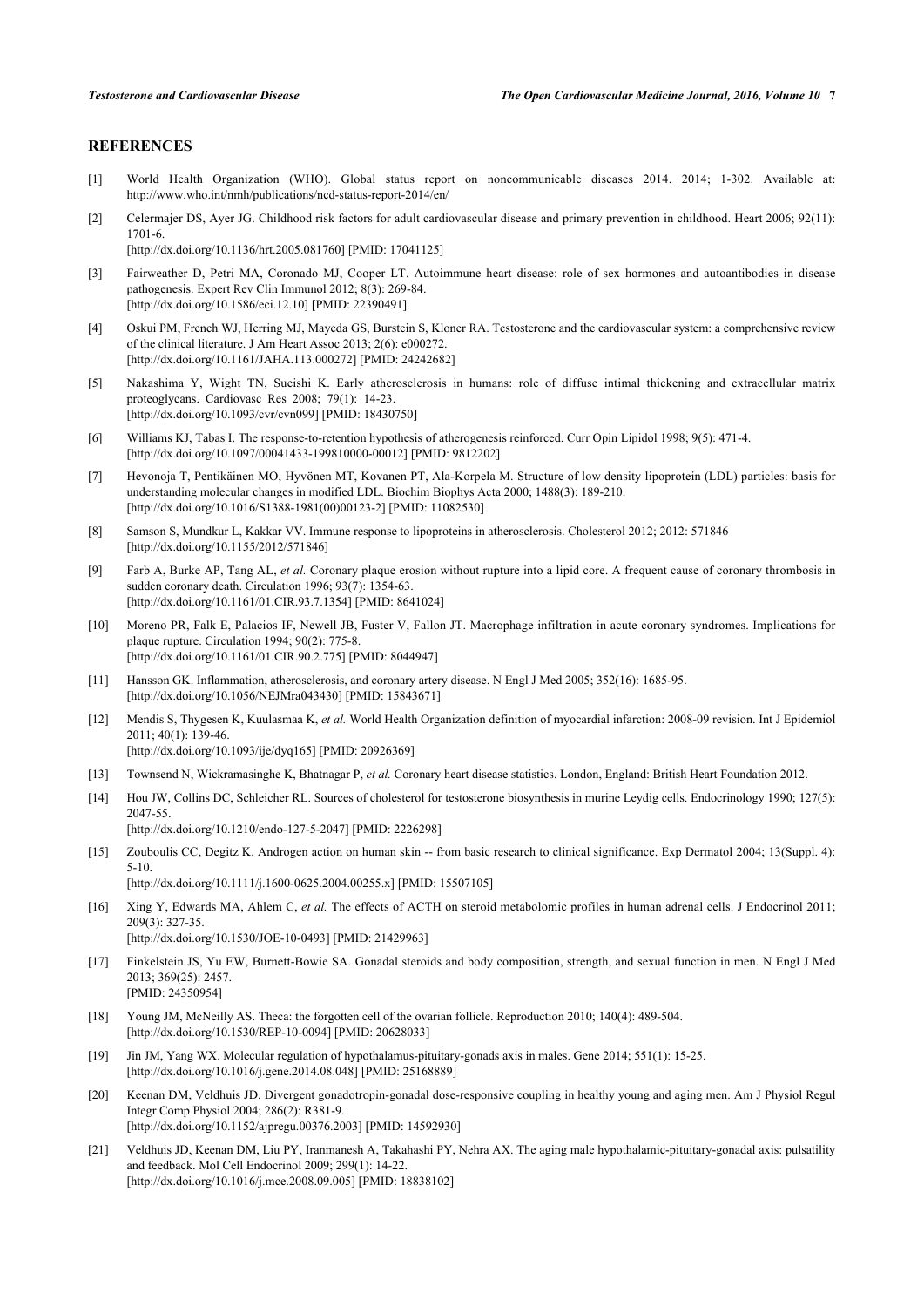## REFERENCES

[1] World Health Organization (WHO). Global status report on noncommunicable diseases 2014. 2014; 1-302. Available at: http://www.who.int/nmh/publications/ncd-status-report-2014/en/

[2] Celermajer DS, Ayer JG. Childhood risk factors for adult cardiovascular disease and primary prevention in childhood. Heart 2006; 92(11): 1701-6.
[http://dx.doi.org/10.1136/hrt.2005.081760] [PMID: 17041125]

[3] Fairweather D, Petri MA, Coronado MJ, Cooper LT. Autoimmune heart disease: role of sex hormones and autoantibodies in disease pathogenesis. Expert Rev Clin Immunol 2012; 8(3): 269-84.
[http://dx.doi.org/10.1586/eci.12.10] [PMID: 22390491]

[4] Oskui PM, French WJ, Herring MJ, Mayeda GS, Burstein S, Kloner RA. Testosterone and the cardiovascular system: a comprehensive review of the clinical literature. J Am Heart Assoc 2013; 2(6): e000272.
[http://dx.doi.org/10.1161/JAHA.113.000272] [PMID: 24242682]

[5] Nakashima Y, Wight TN, Sueishi K. Early atherosclerosis in humans: role of diffuse intimal thickening and extracellular matrix proteoglycans. Cardiovasc Res 2008; 79(1): 14-23.
[http://dx.doi.org/10.1093/cvr/cvn099] [PMID: 18430750]

[6] Williams KJ, Tabas I. The response-to-retention hypothesis of atherogenesis reinforced. Curr Opin Lipidol 1998; 9(5): 471-4.
[http://dx.doi.org/10.1097/00041433-199810000-00012] [PMID: 9812202]

[7] Hevonoja T, Pentikäinen MO, Hyvönen MT, Kovanen PT, Ala-Korpela M. Structure of low density lipoprotein (LDL) particles: basis for understanding molecular changes in modified LDL. Biochim Biophys Acta 2000; 1488(3): 189-210.
[http://dx.doi.org/10.1016/S1388-1981(00)00123-2] [PMID: 11082530]

[8] Samson S, Mundkur L, Kakkar VV. Immune response to lipoproteins in atherosclerosis. Cholesterol 2012; 2012: 571846
[http://dx.doi.org/10.1155/2012/571846]

[9] Farb A, Burke AP, Tang AL, *et al.* Coronary plaque erosion without rupture into a lipid core. A frequent cause of coronary thrombosis in sudden coronary death. Circulation 1996; 93(7): 1354-63.
[http://dx.doi.org/10.1161/01.CIR.93.7.1354] [PMID: 8641024]

[10] Moreno PR, Falk E, Palacios IF, Newell JB, Fuster V, Fallon JT. Macrophage infiltration in acute coronary syndromes. Implications for plaque rupture. Circulation 1994; 90(2): 775-8.
[http://dx.doi.org/10.1161/01.CIR.90.2.775] [PMID: 8044947]

[11] Hansson GK. Inflammation, atherosclerosis, and coronary artery disease. N Engl J Med 2005; 352(16): 1685-95.
[http://dx.doi.org/10.1056/NEJMra043430] [PMID: 15843671]

[12] Mendis S, Thygesen K, Kuulasmaa K, *et al.* World Health Organization definition of myocardial infarction: 2008-09 revision. Int J Epidemiol 2011; 40(1): 139-46.
[http://dx.doi.org/10.1093/ije/dyq165] [PMID: 20926369]

[13] Townsend N, Wickramasinghe K, Bhatnagar P, *et al.* Coronary heart disease statistics. London, England: British Heart Foundation 2012.

[14] Hou JW, Collins DC, Schleicher RL. Sources of cholesterol for testosterone biosynthesis in murine Leydig cells. Endocrinology 1990; 127(5): 2047-55.
[http://dx.doi.org/10.1210/endo-127-5-2047] [PMID: 2226298]

[15] Zouboulis CC, Degitz K. Androgen action on human skin -- from basic research to clinical significance. Exp Dermatol 2004; 13(Suppl. 4): 5-10.
[http://dx.doi.org/10.1111/j.1600-0625.2004.00255.x] [PMID: 15507105]

[16] Xing Y, Edwards MA, Ahlem C, *et al.* The effects of ACTH on steroid metabolomic profiles in human adrenal cells. J Endocrinol 2011; 209(3): 327-35.
[http://dx.doi.org/10.1530/JOE-10-0493] [PMID: 21429963]

[17] Finkelstein JS, Yu EW, Burnett-Bowie SA. Gonadal steroids and body composition, strength, and sexual function in men. N Engl J Med 2013; 369(25): 2457.
[PMID: 24350954]

[18] Young JM, McNeilly AS. Theca: the forgotten cell of the ovarian follicle. Reproduction 2010; 140(4): 489-504.
[http://dx.doi.org/10.1530/REP-10-0094] [PMID: 20628033]

[19] Jin JM, Yang WX. Molecular regulation of hypothalamus-pituitary-gonads axis in males. Gene 2014; 551(1): 15-25.
[http://dx.doi.org/10.1016/j.gene.2014.08.048] [PMID: 25168889]

[20] Keenan DM, Veldhuis JD. Divergent gonadotropin-gonadal dose-responsive coupling in healthy young and aging men. Am J Physiol Regul Integr Comp Physiol 2004; 286(2): R381-9.
[http://dx.doi.org/10.1152/ajpregu.00376.2003] [PMID: 14592930]

[21] Veldhuis JD, Keenan DM, Liu PY, Iranmanesh A, Takahashi PY, Nehra AX. The aging male hypothalamic-pituitary-gonadal axis: pulsatility and feedback. Mol Cell Endocrinol 2009; 299(1): 14-22.
[http://dx.doi.org/10.1016/j.mce.2008.09.005] [PMID: 18838102]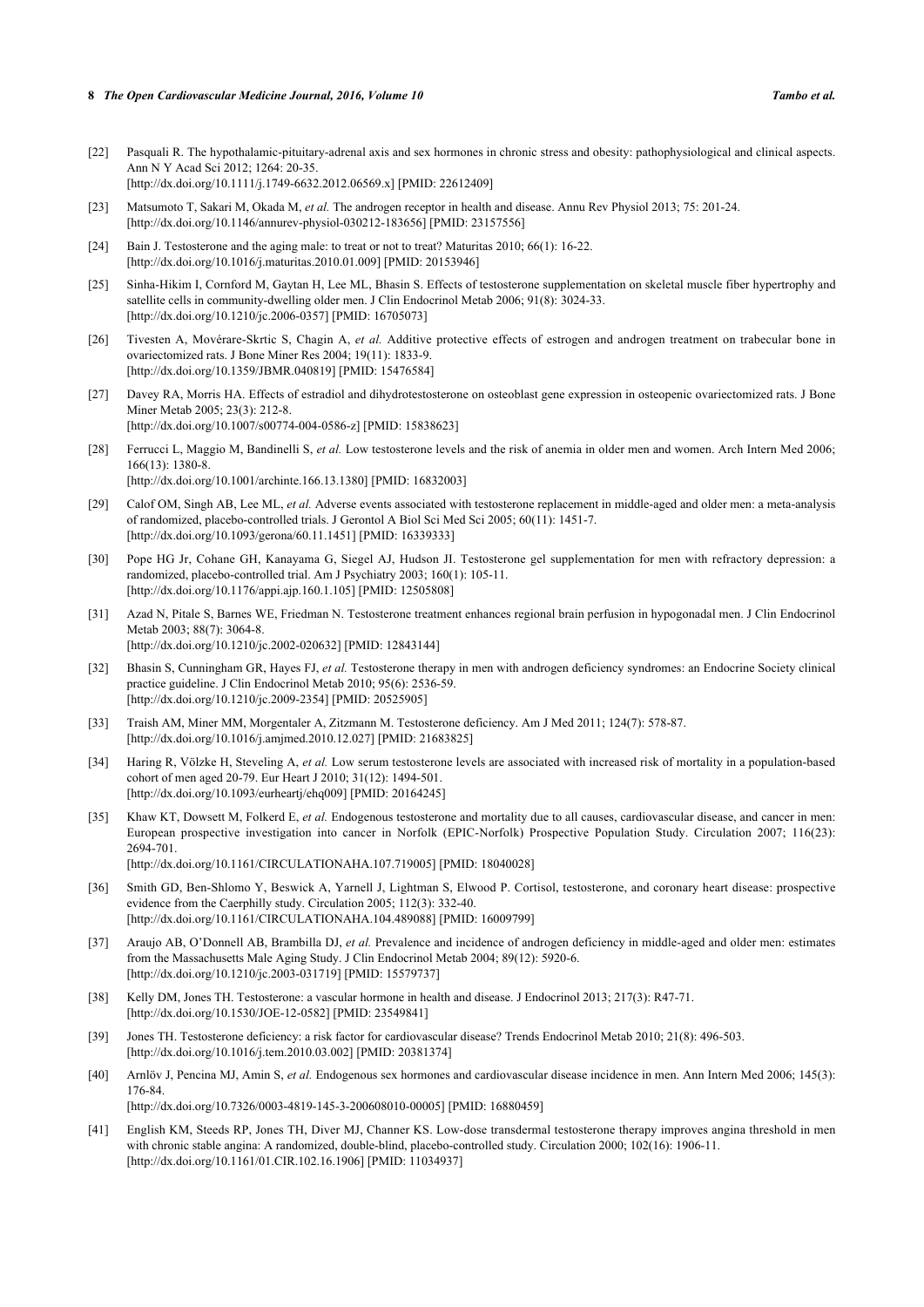[22] Pasquali R. The hypothalamic-pituitary-adrenal axis and sex hormones in chronic stress and obesity: pathophysiological and clinical aspects. Ann N Y Acad Sci 2012; 1264: 20-35.
[http://dx.doi.org/10.1111/j.1749-6632.2012.06569.x] [PMID: 22612409]

[23] Matsumoto T, Sakari M, Okada M, *et al.* The androgen receptor in health and disease. Annu Rev Physiol 2013; 75: 201-24.
[http://dx.doi.org/10.1146/annurev-physiol-030212-183656] [PMID: 23157556]

[24] Bain J. Testosterone and the aging male: to treat or not to treat? Maturitas 2010; 66(1): 16-22.
[http://dx.doi.org/10.1016/j.maturitas.2010.01.009] [PMID: 20153946]

[25] Sinha-Hikim I, Cornford M, Gaytan H, Lee ML, Bhasin S. Effects of testosterone supplementation on skeletal muscle fiber hypertrophy and satellite cells in community-dwelling older men. J Clin Endocrinol Metab 2006; 91(8): 3024-33.
[http://dx.doi.org/10.1210/jc.2006-0357] [PMID: 16705073]

[26] Tivesten A, Movérare-Skrtic S, Chagin A, *et al.* Additive protective effects of estrogen and androgen treatment on trabecular bone in ovariectomized rats. J Bone Miner Res 2004; 19(11): 1833-9.
[http://dx.doi.org/10.1359/JBMR.040819] [PMID: 15476584]

[27] Davey RA, Morris HA. Effects of estradiol and dihydrotestosterone on osteoblast gene expression in osteopenic ovariectomized rats. J Bone Miner Metab 2005; 23(3): 212-8.
[http://dx.doi.org/10.1007/s00774-004-0586-z] [PMID: 15838623]

[28] Ferrucci L, Maggio M, Bandinelli S, *et al.* Low testosterone levels and the risk of anemia in older men and women. Arch Intern Med 2006; 166(13): 1380-8.
[http://dx.doi.org/10.1001/archinte.166.13.1380] [PMID: 16832003]

[29] Calof OM, Singh AB, Lee ML, *et al.* Adverse events associated with testosterone replacement in middle-aged and older men: a meta-analysis of randomized, placebo-controlled trials. J Gerontol A Biol Sci Med Sci 2005; 60(11): 1451-7.
[http://dx.doi.org/10.1093/gerona/60.11.1451] [PMID: 16339333]

[30] Pope HG Jr, Cohane GH, Kanayama G, Siegel AJ, Hudson JI. Testosterone gel supplementation for men with refractory depression: a randomized, placebo-controlled trial. Am J Psychiatry 2003; 160(1): 105-11.
[http://dx.doi.org/10.1176/appi.ajp.160.1.105] [PMID: 12505808]

[31] Azad N, Pitale S, Barnes WE, Friedman N. Testosterone treatment enhances regional brain perfusion in hypogonadal men. J Clin Endocrinol Metab 2003; 88(7): 3064-8.
[http://dx.doi.org/10.1210/jc.2002-020632] [PMID: 12843144]

[32] Bhasin S, Cunningham GR, Hayes FJ, *et al.* Testosterone therapy in men with androgen deficiency syndromes: an Endocrine Society clinical practice guideline. J Clin Endocrinol Metab 2010; 95(6): 2536-59.
[http://dx.doi.org/10.1210/jc.2009-2354] [PMID: 20525905]

[33] Traish AM, Miner MM, Morgentaler A, Zitzmann M. Testosterone deficiency. Am J Med 2011; 124(7): 578-87.
[http://dx.doi.org/10.1016/j.amjmed.2010.12.027] [PMID: 21683825]

[34] Haring R, Völzke H, Steveling A, *et al.* Low serum testosterone levels are associated with increased risk of mortality in a population-based cohort of men aged 20-79. Eur Heart J 2010; 31(12): 1494-501.
[http://dx.doi.org/10.1093/eurheartj/ehq009] [PMID: 20164245]

[35] Khaw KT, Dowsett M, Folkerd E, *et al.* Endogenous testosterone and mortality due to all causes, cardiovascular disease, and cancer in men: European prospective investigation into cancer in Norfolk (EPIC-Norfolk) Prospective Population Study. Circulation 2007; 116(23): 2694-701.
[http://dx.doi.org/10.1161/CIRCULATIONAHA.107.719005] [PMID: 18040028]

[36] Smith GD, Ben-Shlomo Y, Beswick A, Yarnell J, Lightman S, Elwood P. Cortisol, testosterone, and coronary heart disease: prospective evidence from the Caerphilly study. Circulation 2005; 112(3): 332-40.
[http://dx.doi.org/10.1161/CIRCULATIONAHA.104.489088] [PMID: 16009799]

[37] Araujo AB, O'Donnell AB, Brambilla DJ, *et al.* Prevalence and incidence of androgen deficiency in middle-aged and older men: estimates from the Massachusetts Male Aging Study. J Clin Endocrinol Metab 2004; 89(12): 5920-6.
[http://dx.doi.org/10.1210/jc.2003-031719] [PMID: 15579737]

[38] Kelly DM, Jones TH. Testosterone: a vascular hormone in health and disease. J Endocrinol 2013; 217(3): R47-71.
[http://dx.doi.org/10.1530/JOE-12-0582] [PMID: 23549841]

[39] Jones TH. Testosterone deficiency: a risk factor for cardiovascular disease? Trends Endocrinol Metab 2010; 21(8): 496-503.
[http://dx.doi.org/10.1016/j.tem.2010.03.002] [PMID: 20381374]

[40] Arnlöv J, Pencina MJ, Amin S, *et al.* Endogenous sex hormones and cardiovascular disease incidence in men. Ann Intern Med 2006; 145(3): 176-84.
[http://dx.doi.org/10.7326/0003-4819-145-3-200608010-00005] [PMID: 16880459]

[41] English KM, Steeds RP, Jones TH, Diver MJ, Channer KS. Low-dose transdermal testosterone therapy improves angina threshold in men with chronic stable angina: A randomized, double-blind, placebo-controlled study. Circulation 2000; 102(16): 1906-11.
[http://dx.doi.org/10.1161/01.CIR.102.16.1906] [PMID: 11034937]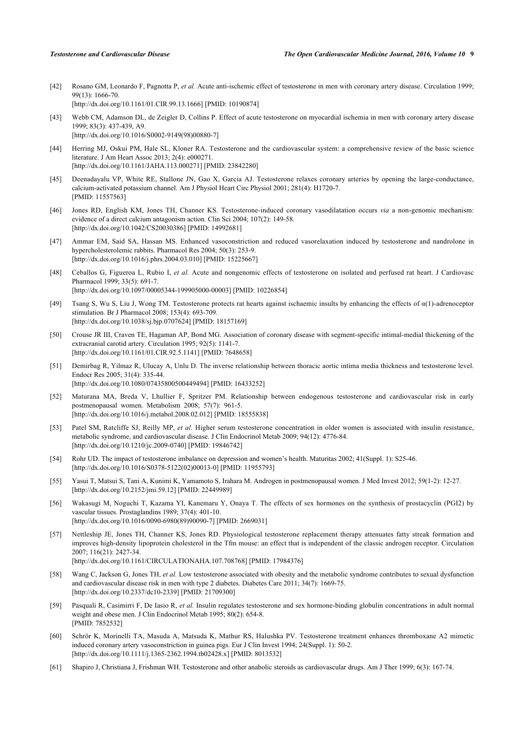[42] Rosano GM, Leonardo F, Pagnotta P, *et al.* Acute anti-ischemic effect of testosterone in men with coronary artery disease. Circulation 1999; 99(13): 1666-70.
[http://dx.doi.org/10.1161/01.CIR.99.13.1666] [PMID: 10190874]

[43] Webb CM, Adamson DL, de Zeigler D, Collins P. Effect of acute testosterone on myocardial ischemia in men with coronary artery disease 1999; 83(3): 437-439, A9.
[http://dx.doi.org/10.1016/S0002-9149(98)00880-7]

[44] Herring MJ, Oskui PM, Hale SL, Kloner RA. Testosterone and the cardiovascular system: a comprehensive review of the basic science literature. J Am Heart Assoc 2013; 2(4): e000271.
[http://dx.doi.org/10.1161/JAHA.113.000271] [PMID: 23842280]

[45] Deenadayalu VP, White RE, Stallone JN, Gao X, Garcia AJ. Testosterone relaxes coronary arteries by opening the large-conductance, calcium-activated potassium channel. Am J Physiol Heart Circ Physiol 2001; 281(4): H1720-7.
[PMID: 11557563]

[46] Jones RD, English KM, Jones TH, Channer KS. Testosterone-induced coronary vasodilatation occurs *via* a non-genomic mechanism: evidence of a direct calcium antagonism action. Clin Sci 2004; 107(2): 149-58.
[http://dx.doi.org/10.1042/CS20030386] [PMID: 14992681]

[47] Ammar EM, Said SA, Hassan MS. Enhanced vasoconstriction and reduced vasorelaxation induced by testosterone and nandrolone in hypercholesterolemic rabbits. Pharmacol Res 2004; 50(3): 253-9.
[http://dx.doi.org/10.1016/j.phrs.2004.03.010] [PMID: 15225667]

[48] Ceballos G, Figueroa L, Rubio I, *et al.* Acute and nongenomic effects of testosterone on isolated and perfused rat heart. J Cardiovasc Pharmacol 1999; 33(5): 691-7.
[http://dx.doi.org/10.1097/00005344-199905000-00003] [PMID: 10226854]

[49] Tsang S, Wu S, Liu J, Wong TM. Testosterone protects rat hearts against ischaemic insults by enhancing the effects of α(1)-adrenoceptor stimulation. Br J Pharmacol 2008; 153(4): 693-709.
[http://dx.doi.org/10.1038/sj.bjp.0707624] [PMID: 18157169]

[50] Crouse JR III, Craven TE, Hagaman AP, Bond MG. Association of coronary disease with segment-specific intimal-medial thickening of the extracranial carotid artery. Circulation 1995; 92(5): 1141-7.
[http://dx.doi.org/10.1161/01.CIR.92.5.1141] [PMID: 7648658]

[51] Demirbag R, Yilmaz R, Ulucay A, Unlu D. The inverse relationship between thoracic aortic intima media thickness and testosterone level. Endocr Res 2005; 31(4): 335-44.
[http://dx.doi.org/10.1080/07435800500449494] [PMID: 16433252]

[52] Maturana MA, Breda V, Lhullier F, Spritzer PM. Relationship between endogenous testosterone and cardiovascular risk in early postmenopausal women. Metabolism 2008; 57(7): 961-5.
[http://dx.doi.org/10.1016/j.metabol.2008.02.012] [PMID: 18555838]

[53] Patel SM, Ratcliffe SJ, Reilly MP, *et al.* Higher serum testosterone concentration in older women is associated with insulin resistance, metabolic syndrome, and cardiovascular disease. J Clin Endocrinol Metab 2009; 94(12): 4776-84.
[http://dx.doi.org/10.1210/jc.2009-0740] [PMID: 19846742]

[54] Rohr UD. The impact of testosterone imbalance on depression and women's health. Maturitas 2002; 41(Suppl. 1): S25-46.
[http://dx.doi.org/10.1016/S0378-5122(02)00013-0] [PMID: 11955793]

[55] Yasui T, Matsui S, Tani A, Kunimi K, Yamamoto S, Irahara M. Androgen in postmenopausal women. J Med Invest 2012; 59(1-2): 12-27.
[http://dx.doi.org/10.2152/jmi.59.12] [PMID: 22449989]

[56] Wakasugi M, Noguchi T, Kazama YI, Kanemaru Y, Onaya T. The effects of sex hormones on the synthesis of prostacyclin (PGI2) by vascular tissues. Prostaglandins 1989; 37(4): 401-10.
[http://dx.doi.org/10.1016/0090-6980(89)90090-7] [PMID: 2669031]

[57] Nettleship JE, Jones TH, Channer KS, Jones RD. Physiological testosterone replacement therapy attenuates fatty streak formation and improves high-density lipoprotein cholesterol in the Tfm mouse: an effect that is independent of the classic androgen receptor. Circulation 2007; 116(21): 2427-34.
[http://dx.doi.org/10.1161/CIRCULATIONAHA.107.708768] [PMID: 17984376]

[58] Wang C, Jackson G, Jones TH, *et al.* Low testosterone associated with obesity and the metabolic syndrome contributes to sexual dysfunction and cardiovascular disease risk in men with type 2 diabetes. Diabetes Care 2011; 34(7): 1669-75.
[http://dx.doi.org/10.2337/dc10-2339] [PMID: 21709300]

[59] Pasquali R, Casimirri F, De Iasio R, *et al.* Insulin regulates testosterone and sex hormone-binding globulin concentrations in adult normal weight and obese men. J Clin Endocrinol Metab 1995; 80(2): 654-8.
[PMID: 7852532]

[60] Schrör K, Morinelli TA, Masuda A, Matsuda K, Mathur RS, Halushka PV. Testosterone treatment enhances thromboxane A2 mimetic induced coronary artery vasoconstriction in guinea pigs. Eur J Clin Invest 1994; 24(Suppl. 1): 50-2.
[http://dx.doi.org/10.1111/j.1365-2362.1994.tb02428.x] [PMID: 8013532]

[61] Shapiro J, Christiana J, Frishman WH. Testosterone and other anabolic steroids as cardiovascular drugs. Am J Ther 1999; 6(3): 167-74.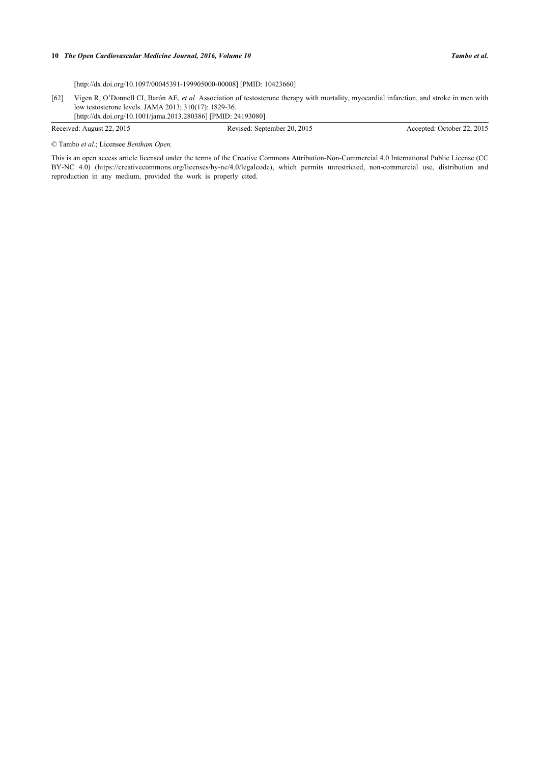[http://dx.doi.org/10.1097/00045391-199905000-00008] [PMID: 10423660]

[62] Vigen R, O'Donnell CI, Barón AE, *et al.* Association of testosterone therapy with mortality, myocardial infarction, and stroke in men with low testosterone levels. JAMA 2013; 310(17): 1829-36.
[http://dx.doi.org/10.1001/jama.2013.280386] [PMID: 24193080]

Received: August 22, 2015 Revised: September 20, 2015 Accepted: October 22, 2015

© Tambo *et al*.; Licensee *Bentham Open.*

This is an open access article licensed under the terms of the Creative Commons Attribution-Non-Commercial 4.0 International Public License (CC BY-NC 4.0) (https://creativecommons.org/licenses/by-nc/4.0/legalcode), which permits unrestricted, non-commercial use, distribution and reproduction in any medium, provided the work is properly cited.